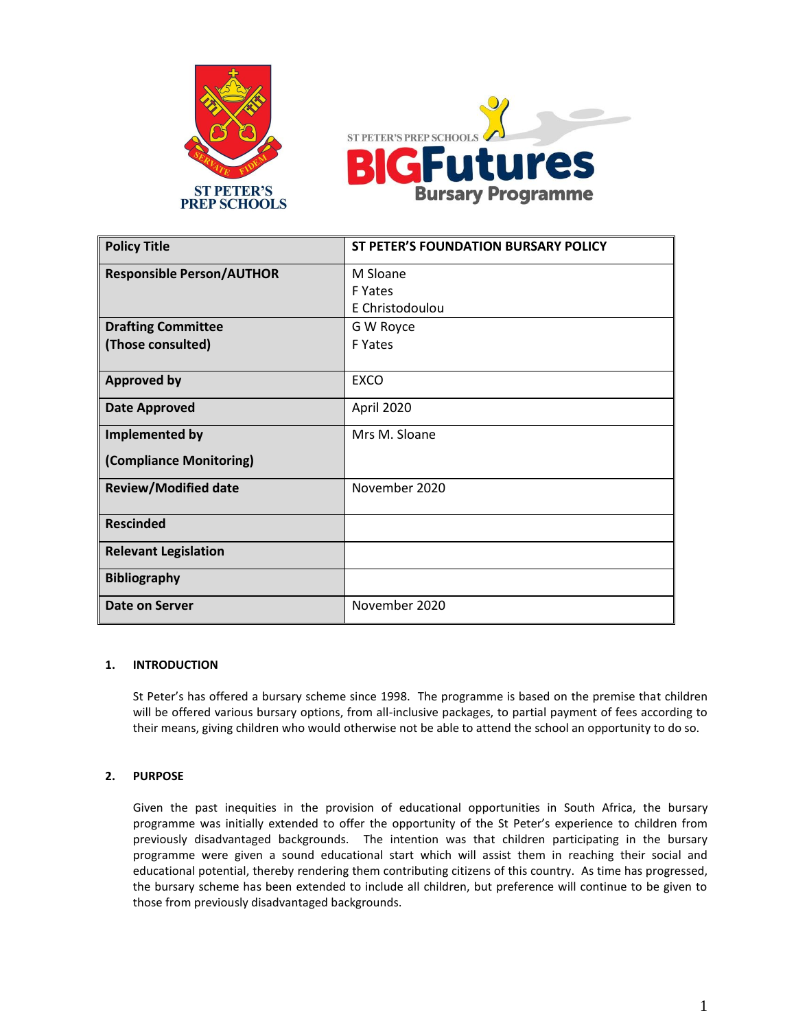ST PETER'S PREP SCHOOLS

ST PETER'S PREP SCHOOLS BIGFutures Bursary Programme

| Policy Title | ST PETER'S FOUNDATION BURSARY POLICY |
|---|---|
| Responsible Person/AUTHOR | M Sloane<br>F Yates<br>E Christodoulou |
| Drafting Committee<br>(Those consulted) | G W Royce<br>F Yates |
| Approved by | EXCO |
| Date Approved | April 2020 |
| Implemented by<br>(Compliance Monitoring) | Mrs M. Sloane |
| Review/Modified date | November 2020 |
| Rescinded | |
| Relevant Legislation | |
| Bibliography | |
| Date on Server | November 2020 |

## 1. INTRODUCTION

St Peter's has offered a bursary scheme since 1998. The programme is based on the premise that children will be offered various bursary options, from all-inclusive packages, to partial payment of fees according to their means, giving children who would otherwise not be able to attend the school an opportunity to do so.

## 2. PURPOSE

Given the past inequities in the provision of educational opportunities in South Africa, the bursary programme was initially extended to offer the opportunity of the St Peter's experience to children from previously disadvantaged backgrounds. The intention was that children participating in the bursary programme were given a sound educational start which will assist them in reaching their social and educational potential, thereby rendering them contributing citizens of this country. As time has progressed, the bursary scheme has been extended to include all children, but preference will continue to be given to those from previously disadvantaged backgrounds.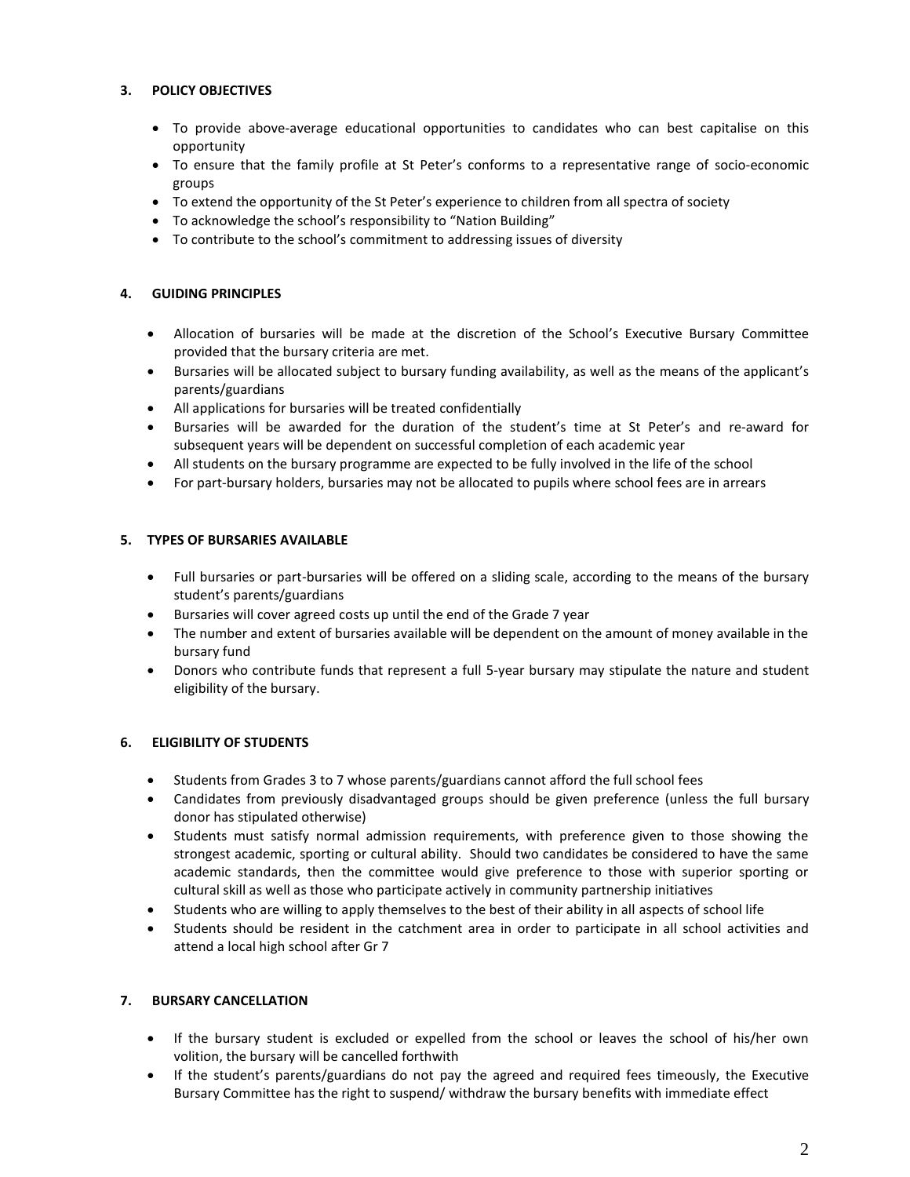## 3. POLICY OBJECTIVES

- To provide above-average educational opportunities to candidates who can best capitalise on this opportunity
- To ensure that the family profile at St Peter's conforms to a representative range of socio-economic groups
- To extend the opportunity of the St Peter's experience to children from all spectra of society
- To acknowledge the school's responsibility to "Nation Building"
- To contribute to the school's commitment to addressing issues of diversity

## 4. GUIDING PRINCIPLES

- Allocation of bursaries will be made at the discretion of the School's Executive Bursary Committee provided that the bursary criteria are met.
- Bursaries will be allocated subject to bursary funding availability, as well as the means of the applicant's parents/guardians
- All applications for bursaries will be treated confidentially
- Bursaries will be awarded for the duration of the student's time at St Peter's and re-award for subsequent years will be dependent on successful completion of each academic year
- All students on the bursary programme are expected to be fully involved in the life of the school
- For part-bursary holders, bursaries may not be allocated to pupils where school fees are in arrears

## 5. TYPES OF BURSARIES AVAILABLE

- Full bursaries or part-bursaries will be offered on a sliding scale, according to the means of the bursary student's parents/guardians
- Bursaries will cover agreed costs up until the end of the Grade 7 year
- The number and extent of bursaries available will be dependent on the amount of money available in the bursary fund
- Donors who contribute funds that represent a full 5-year bursary may stipulate the nature and student eligibility of the bursary.

## 6. ELIGIBILITY OF STUDENTS

- Students from Grades 3 to 7 whose parents/guardians cannot afford the full school fees
- Candidates from previously disadvantaged groups should be given preference (unless the full bursary donor has stipulated otherwise)
- Students must satisfy normal admission requirements, with preference given to those showing the strongest academic, sporting or cultural ability. Should two candidates be considered to have the same academic standards, then the committee would give preference to those with superior sporting or cultural skill as well as those who participate actively in community partnership initiatives
- Students who are willing to apply themselves to the best of their ability in all aspects of school life
- Students should be resident in the catchment area in order to participate in all school activities and attend a local high school after Gr 7

## 7. BURSARY CANCELLATION

- If the bursary student is excluded or expelled from the school or leaves the school of his/her own volition, the bursary will be cancelled forthwith
- If the student's parents/guardians do not pay the agreed and required fees timeously, the Executive Bursary Committee has the right to suspend/ withdraw the bursary benefits with immediate effect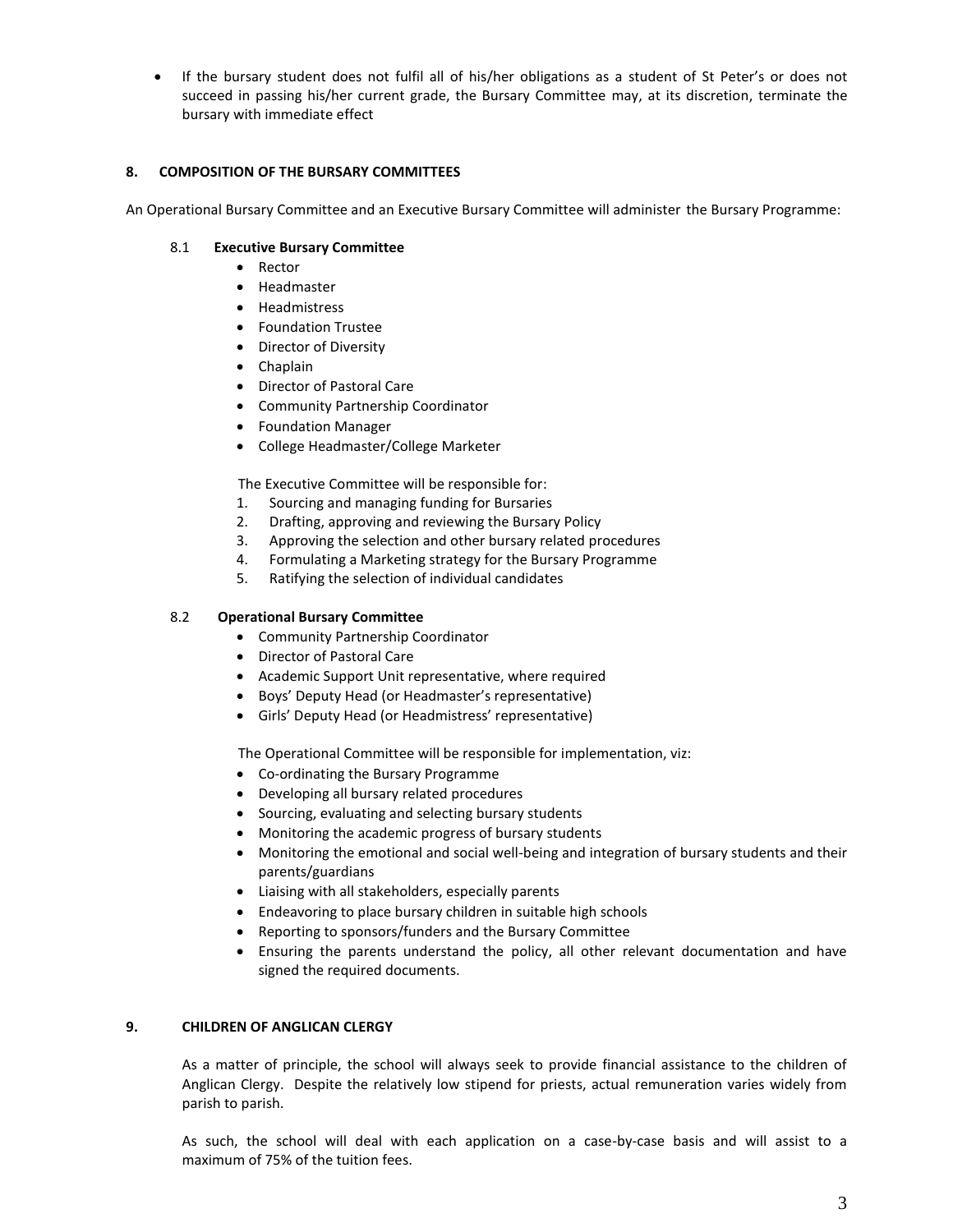- If the bursary student does not fulfil all of his/her obligations as a student of St Peter's or does not succeed in passing his/her current grade, the Bursary Committee may, at its discretion, terminate the bursary with immediate effect

## 8. COMPOSITION OF THE BURSARY COMMITTEES

An Operational Bursary Committee and an Executive Bursary Committee will administer the Bursary Programme:

### 8.1 Executive Bursary Committee

- Rector
- Headmaster
- Headmistress
- Foundation Trustee
- Director of Diversity
- Chaplain
- Director of Pastoral Care
- Community Partnership Coordinator
- Foundation Manager
- College Headmaster/College Marketer

The Executive Committee will be responsible for:

1. Sourcing and managing funding for Bursaries
2. Drafting, approving and reviewing the Bursary Policy
3. Approving the selection and other bursary related procedures
4. Formulating a Marketing strategy for the Bursary Programme
5. Ratifying the selection of individual candidates

### 8.2 Operational Bursary Committee

- Community Partnership Coordinator
- Director of Pastoral Care
- Academic Support Unit representative, where required
- Boys' Deputy Head (or Headmaster's representative)
- Girls' Deputy Head (or Headmistress' representative)

The Operational Committee will be responsible for implementation, viz:

- Co-ordinating the Bursary Programme
- Developing all bursary related procedures
- Sourcing, evaluating and selecting bursary students
- Monitoring the academic progress of bursary students
- Monitoring the emotional and social well-being and integration of bursary students and their parents/guardians
- Liaising with all stakeholders, especially parents
- Endeavoring to place bursary children in suitable high schools
- Reporting to sponsors/funders and the Bursary Committee
- Ensuring the parents understand the policy, all other relevant documentation and have signed the required documents.

## 9. CHILDREN OF ANGLICAN CLERGY

As a matter of principle, the school will always seek to provide financial assistance to the children of Anglican Clergy. Despite the relatively low stipend for priests, actual remuneration varies widely from parish to parish.

As such, the school will deal with each application on a case-by-case basis and will assist to a maximum of 75% of the tuition fees.